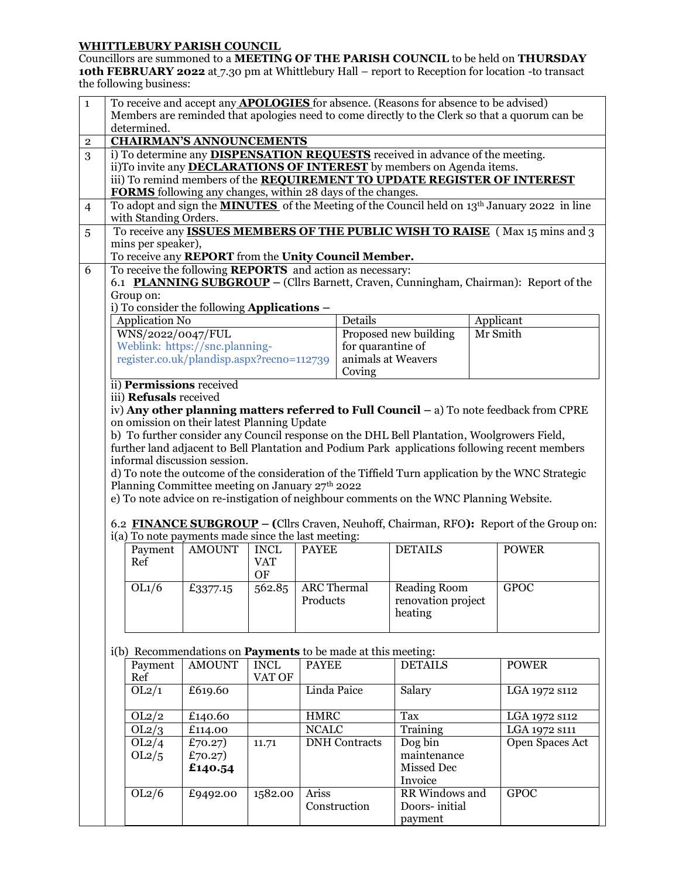**WHITTLEBURY PARISH COUNCIL**

Councillors are summoned to a **MEETING OF THE PARISH COUNCIL** to be held on **THURSDAY 10th FEBRUARY 2022** at 7.30 pm at Whittlebury Hall – report to Reception for location -to transact the following business:

| | |
|---|---|
| 1 | To receive and accept any **APOLOGIES** for absence. (Reasons for absence to be advised) Members are reminded that apologies need to come directly to the Clerk so that a quorum can be determined. |
| 2 | **CHAIRMAN'S ANNOUNCEMENTS** |
| 3 | i) To determine any **DISPENSATION REQUESTS** received in advance of the meeting.<br>ii)To invite any **DECLARATIONS OF INTEREST** by members on Agenda items.<br>iii) To remind members of the **REQUIREMENT TO UPDATE REGISTER OF INTEREST FORMS** following any changes, within 28 days of the changes. |
| 4 | To adopt and sign the **MINUTES** of the Meeting of the Council held on 13th January 2022 in line with Standing Orders. |
| 5 | To receive any **ISSUES MEMBERS OF THE PUBLIC WISH TO RAISE** ( Max 15 mins and 3 mins per speaker),<br>To receive any **REPORT** from the **Unity Council Member.** |
| 6 | To receive the following **REPORTS** and action as necessary: |

6.1 **PLANNING SUBGROUP** – (Cllrs Barnett, Craven, Cunningham, Chairman): Report of the Group on:

i) To consider the following **Applications** –

| Application No | Details | Applicant |
|---|---|---|
| WNS/2022/0047/FUL<br>Weblink: https://snc.planning-register.co.uk/plandisp.aspx?recno=112739 | Proposed new building for quarantine of animals at Weavers Coving | Mr Smith |

ii) **Permissions** received

iii) **Refusals** received

iv) **Any other planning matters referred to Full Council** – a) To note feedback from CPRE on omission on their latest Planning Update

b) To further consider any Council response on the DHL Bell Plantation, Woolgrowers Field, further land adjacent to Bell Plantation and Podium Park applications following recent members informal discussion session.

d) To note the outcome of the consideration of the Tiffield Turn application by the WNC Strategic Planning Committee meeting on January 27th 2022

e) To note advice on re-instigation of neighbour comments on the WNC Planning Website.

6.2 **FINANCE SUBGROUP** – **(**Cllrs Craven, Neuhoff, Chairman, RFO**):** Report of the Group on:

i(a) To note payments made since the last meeting:

| Payment Ref | AMOUNT | INCL VAT OF | PAYEE | DETAILS | POWER |
|---|---|---|---|---|---|
| OL1/6 | £3377.15 | 562.85 | ARC Thermal Products | Reading Room renovation project heating | GPOC |

i(b) Recommendations on **Payments** to be made at this meeting:

| Payment Ref | AMOUNT | INCL VAT OF | PAYEE | DETAILS | POWER |
|---|---|---|---|---|---|
| OL2/1 | £619.60 | | Linda Paice | Salary | LGA 1972 s112 |
| OL2/2 | £140.60 | | HMRC | Tax | LGA 1972 s112 |
| OL2/3 | £114.00 | | NCALC | Training | LGA 1972 s111 |
| OL2/4<br>OL2/5 | £70.27)<br>£70.27)<br>**£140.54** | 11.71 | DNH Contracts | Dog bin maintenance Missed Dec Invoice | Open Spaces Act |
| OL2/6 | £9492.00 | 1582.00 | Ariss Construction | RR Windows and Doors- initial payment | GPOC |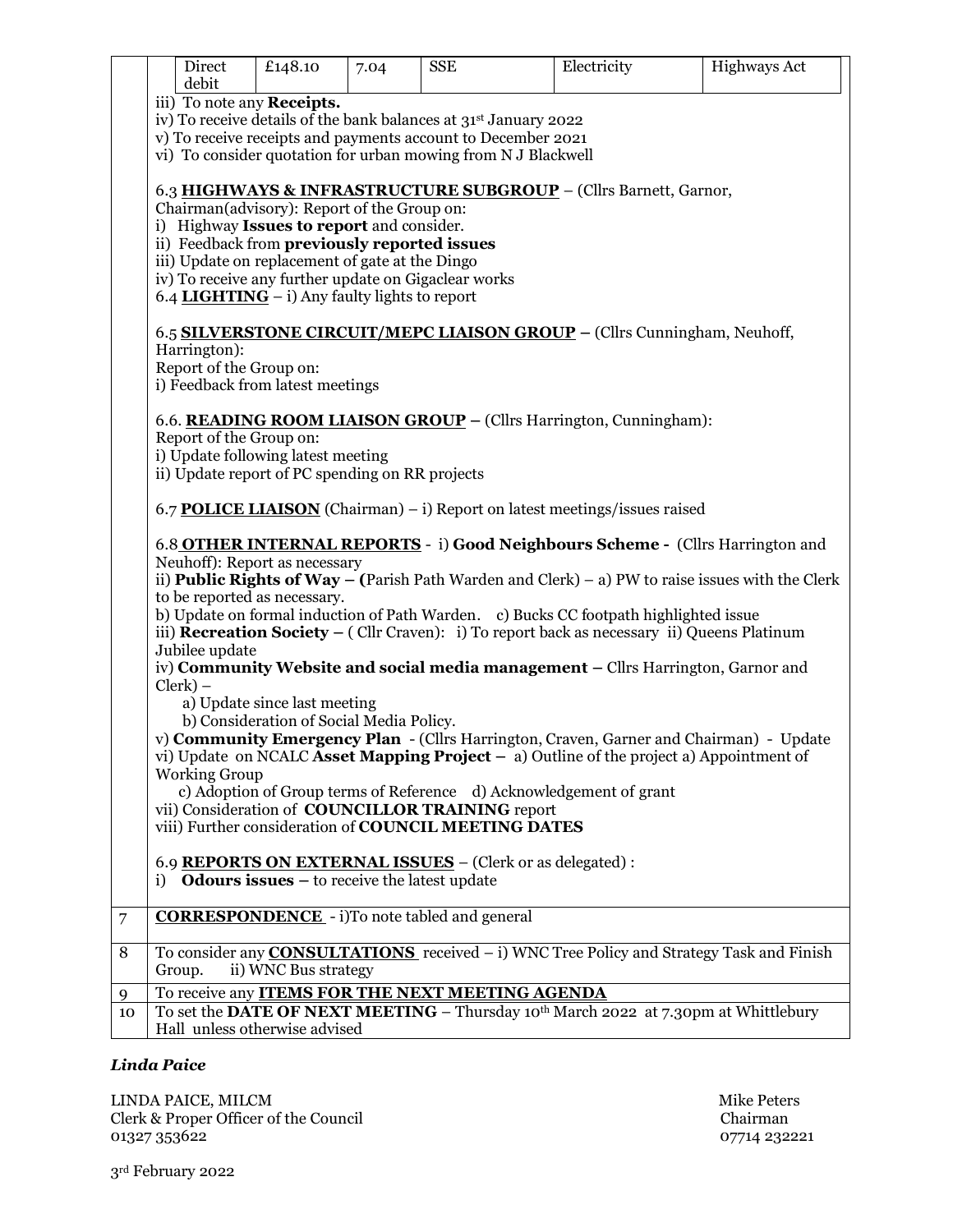| Direct debit | £148.10 | 7.04 | SSE | Electricity | Highways Act |
|---|---|---|---|---|---|

iii) To note any **Receipts.**
iv) To receive details of the bank balances at 31st January 2022
v) To receive receipts and payments account to December 2021
vi) To consider quotation for urban mowing from N J Blackwell

6.3 **HIGHWAYS & INFRASTRUCTURE SUBGROUP** – (Cllrs Barnett, Garnor, Chairman(advisory): Report of the Group on:
i) Highway **Issues to report** and consider.
ii) Feedback from **previously reported issues**
iii) Update on replacement of gate at the Dingo
iv) To receive any further update on Gigaclear works
6.4 **LIGHTING** – i) Any faulty lights to report

6.5 **SILVERSTONE CIRCUIT/MEPC LIAISON GROUP** – (Cllrs Cunningham, Neuhoff, Harrington):
Report of the Group on:
i) Feedback from latest meetings

6.6. **READING ROOM LIAISON GROUP** – (Cllrs Harrington, Cunningham):
Report of the Group on:
i) Update following latest meeting
ii) Update report of PC spending on RR projects

6.7 **POLICE LIAISON** (Chairman) – i) Report on latest meetings/issues raised

6.8 **OTHER INTERNAL REPORTS** - i) **Good Neighbours Scheme -** (Cllrs Harrington and Neuhoff): Report as necessary
ii) **Public Rights of Way – (**Parish Path Warden and Clerk) – a) PW to raise issues with the Clerk to be reported as necessary.
b) Update on formal induction of Path Warden. c) Bucks CC footpath highlighted issue
iii) **Recreation Society –** ( Cllr Craven): i) To report back as necessary ii) Queens Platinum Jubilee update
iv) **Community Website and social media management –** Cllrs Harrington, Garnor and Clerk) –
a) Update since last meeting
b) Consideration of Social Media Policy.
v) **Community Emergency Plan** - (Cllrs Harrington, Craven, Garner and Chairman) - Update
vi) Update on NCALC **Asset Mapping Project –** a) Outline of the project a) Appointment of Working Group
c) Adoption of Group terms of Reference d) Acknowledgement of grant
vii) Consideration of **COUNCILLOR TRAINING** report
viii) Further consideration of **COUNCIL MEETING DATES**

6.9 **REPORTS ON EXTERNAL ISSUES** – (Clerk or as delegated) :
i) **Odours issues –** to receive the latest update

| | |
|---|---|
| 7 | **CORRESPONDENCE** - i)To note tabled and general |
| 8 | To consider any **CONSULTATIONS** received – i) WNC Tree Policy and Strategy Task and Finish Group. ii) WNC Bus strategy |
| 9 | To receive any **ITEMS FOR THE NEXT MEETING AGENDA** |
| 10 | To set the **DATE OF NEXT MEETING** – Thursday 10th March 2022 at 7.30pm at Whittlebury Hall unless otherwise advised |

***Linda Paice***

LINDA PAICE, MILCM
Clerk & Proper Officer of the Council
01327 353622

Mike Peters
Chairman
07714 232221

3rd February 2022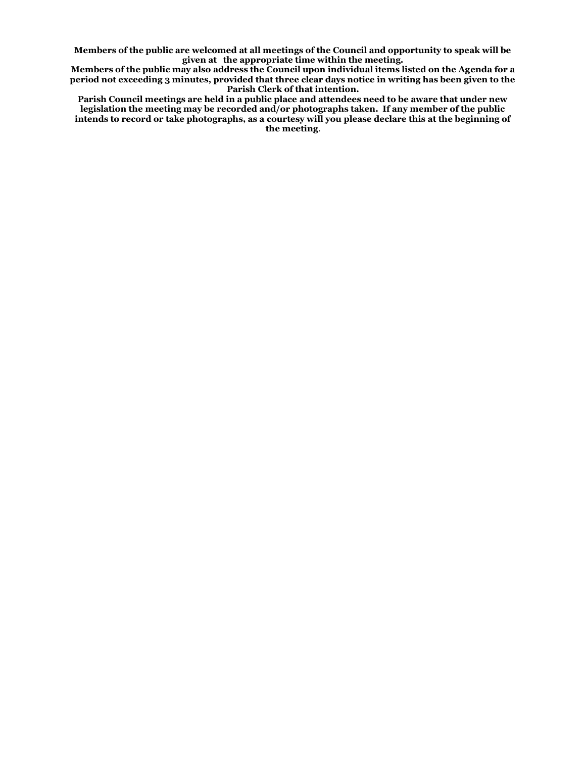**Members of the public are welcomed at all meetings of the Council and opportunity to speak will be given at the appropriate time within the meeting.**

**Members of the public may also address the Council upon individual items listed on the Agenda for a period not exceeding 3 minutes, provided that three clear days notice in writing has been given to the Parish Clerk of that intention.**

**Parish Council meetings are held in a public place and attendees need to be aware that under new legislation the meeting may be recorded and/or photographs taken. If any member of the public intends to record or take photographs, as a courtesy will you please declare this at the beginning of the meeting**.